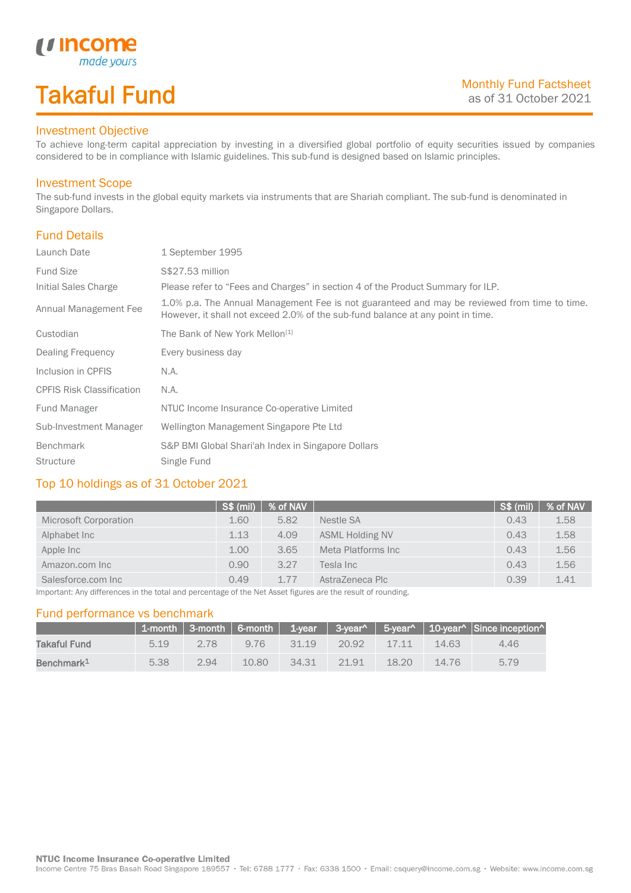# Takaful Fund

Monthly Fund Factsheet
as of 31 October 2021

## Investment Objective

To achieve long-term capital appreciation by investing in a diversified global portfolio of equity securities issued by companies considered to be in compliance with Islamic guidelines. This sub-fund is designed based on Islamic principles.

## Investment Scope

The sub-fund invests in the global equity markets via instruments that are Shariah compliant. The sub-fund is denominated in Singapore Dollars.

## Fund Details

| | |
|---|---|
| Launch Date | 1 September 1995 |
| Fund Size | S$27.53 million |
| Initial Sales Charge | Please refer to "Fees and Charges" in section 4 of the Product Summary for ILP. |
| Annual Management Fee | 1.0% p.a. The Annual Management Fee is not guaranteed and may be reviewed from time to time. However, it shall not exceed 2.0% of the sub-fund balance at any point in time. |
| Custodian | The Bank of New York Mellon[1] |
| Dealing Frequency | Every business day |
| Inclusion in CPFIS | N.A. |
| CPFIS Risk Classification | N.A. |
| Fund Manager | NTUC Income Insurance Co-operative Limited |
| Sub-Investment Manager | Wellington Management Singapore Pte Ltd |
| Benchmark | S&P BMI Global Shari'ah Index in Singapore Dollars |
| Structure | Single Fund |

## Top 10 holdings as of 31 October 2021

| | S$ (mil) | % of NAV | | S$ (mil) | % of NAV |
|---|---|---|---|---|---|
| Microsoft Corporation | 1.60 | 5.82 | Nestle SA | 0.43 | 1.58 |
| Alphabet Inc | 1.13 | 4.09 | ASML Holding NV | 0.43 | 1.58 |
| Apple Inc | 1.00 | 3.65 | Meta Platforms Inc | 0.43 | 1.56 |
| Amazon.com Inc | 0.90 | 3.27 | Tesla Inc | 0.43 | 1.56 |
| Salesforce.com Inc | 0.49 | 1.77 | AstraZeneca Plc | 0.39 | 1.41 |

Important: Any differences in the total and percentage of the Net Asset figures are the result of rounding.

## Fund performance vs benchmark

| | 1-month | 3-month | 6-month | 1-year | 3-year^ | 5-year^ | 10-year^ | Since inception^ |
|---|---|---|---|---|---|---|---|---|
| **Takaful Fund** | 5.19 | 2.78 | 9.76 | 31.19 | 20.92 | 17.11 | 14.63 | 4.46 |
| **Benchmark[1]** | 5.38 | 2.94 | 10.80 | 34.31 | 21.91 | 18.20 | 14.76 | 5.79 |

**NTUC Income Insurance Co-operative Limited**
Income Centre 75 Bras Basah Road Singapore 189557 · Tel: 6788 1777 · Fax: 6338 1500 · Email: csquery@income.com.sg · Website: www.income.com.sg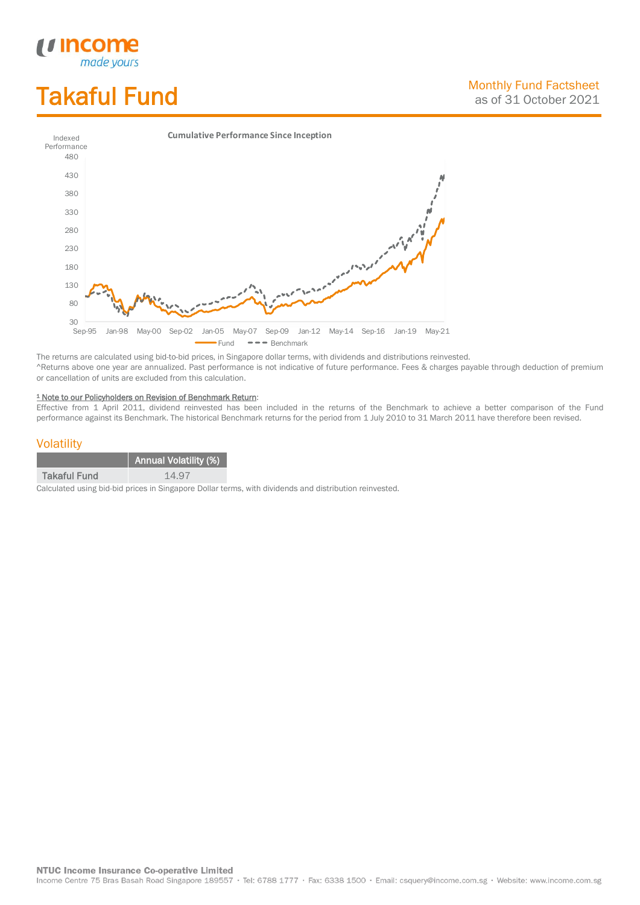# Takaful Fund

Monthly Fund Factsheet
as of 31 October 2021

**Cumulative Performance Since Inception**

Indexed Performance

480, 430, 380, 330, 280, 230, 180, 130, 80, 30

Sep-95, Jan-98, May-00, Sep-02, Jan-05, May-07, Sep-09, Jan-12, May-14, Sep-16, Jan-19, May-21

Fund — Benchmark

The returns are calculated using bid-to-bid prices, in Singapore dollar terms, with dividends and distributions reinvested.
^Returns above one year are annualized. Past performance is not indicative of future performance. Fees & charges payable through deduction of premium or cancellation of units are excluded from this calculation.

[1] Note to our Policyholders on Revision of Benchmark Return:
Effective from 1 April 2011, dividend reinvested has been included in the returns of the Benchmark to achieve a better comparison of the Fund performance against its Benchmark. The historical Benchmark returns for the period from 1 July 2010 to 31 March 2011 have therefore been revised.

## Volatility

| | Annual Volatility (%) |
|---|---|
| Takaful Fund | 14.97 |

Calculated using bid-bid prices in Singapore Dollar terms, with dividends and distribution reinvested.

**NTUC Income Insurance Co-operative Limited**
Income Centre 75 Bras Basah Road Singapore 189557 · Tel: 6788 1777 · Fax: 6338 1500 · Email: csquery@income.com.sg · Website: www.income.com.sg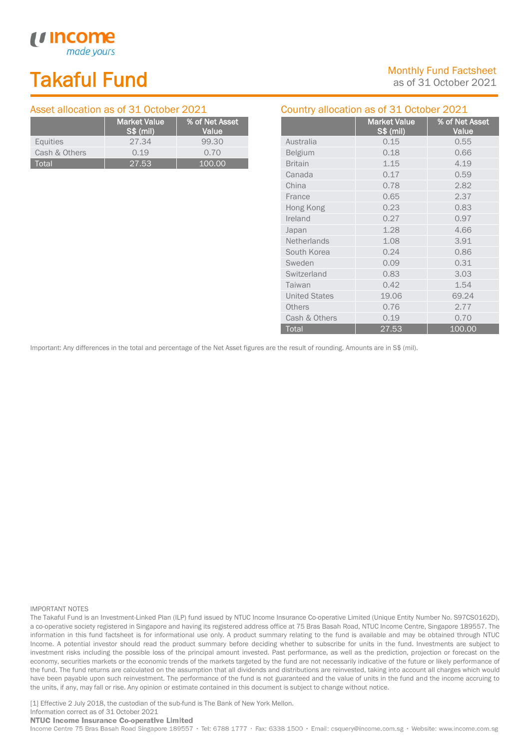# Takaful Fund

Monthly Fund Factsheet
as of 31 October 2021

## Asset allocation as of 31 October 2021

| | Market Value S$ (mil) | % of Net Asset Value |
|---|---|---|
| Equities | 27.34 | 99.30 |
| Cash & Others | 0.19 | 0.70 |
| Total | 27.53 | 100.00 |

## Country allocation as of 31 October 2021

| | Market Value S$ (mil) | % of Net Asset Value |
|---|---|---|
| Australia | 0.15 | 0.55 |
| Belgium | 0.18 | 0.66 |
| Britain | 1.15 | 4.19 |
| Canada | 0.17 | 0.59 |
| China | 0.78 | 2.82 |
| France | 0.65 | 2.37 |
| Hong Kong | 0.23 | 0.83 |
| Ireland | 0.27 | 0.97 |
| Japan | 1.28 | 4.66 |
| Netherlands | 1.08 | 3.91 |
| South Korea | 0.24 | 0.86 |
| Sweden | 0.09 | 0.31 |
| Switzerland | 0.83 | 3.03 |
| Taiwan | 0.42 | 1.54 |
| United States | 19.06 | 69.24 |
| Others | 0.76 | 2.77 |
| Cash & Others | 0.19 | 0.70 |
| Total | 27.53 | 100.00 |

Important: Any differences in the total and percentage of the Net Asset figures are the result of rounding. Amounts are in S$ (mil).

IMPORTANT NOTES

The Takaful Fund is an Investment-Linked Plan (ILP) fund issued by NTUC Income Insurance Co-operative Limited (Unique Entity Number No. S97CS0162D), a co-operative society registered in Singapore and having its registered address office at 75 Bras Basah Road, NTUC Income Centre, Singapore 189557. The information in this fund factsheet is for informational use only. A product summary relating to the fund is available and may be obtained through NTUC Income. A potential investor should read the product summary before deciding whether to subscribe for units in the fund. Investments are subject to investment risks including the possible loss of the principal amount invested. Past performance, as well as the prediction, projection or forecast on the economy, securities markets or the economic trends of the markets targeted by the fund are not necessarily indicative of the future or likely performance of the fund. The fund returns are calculated on the assumption that all dividends and distributions are reinvested, taking into account all charges which would have been payable upon such reinvestment. The performance of the fund is not guaranteed and the value of units in the fund and the income accruing to the units, if any, may fall or rise. Any opinion or estimate contained in this document is subject to change without notice.

[1] Effective 2 July 2018, the custodian of the sub-fund is The Bank of New York Mellon.

Information correct as of 31 October 2021

**NTUC Income Insurance Co-operative Limited**

Income Centre 75 Bras Basah Road Singapore 189557 · Tel: 6788 1777 · Fax: 6338 1500 · Email: csquery@income.com.sg · Website: www.income.com.sg